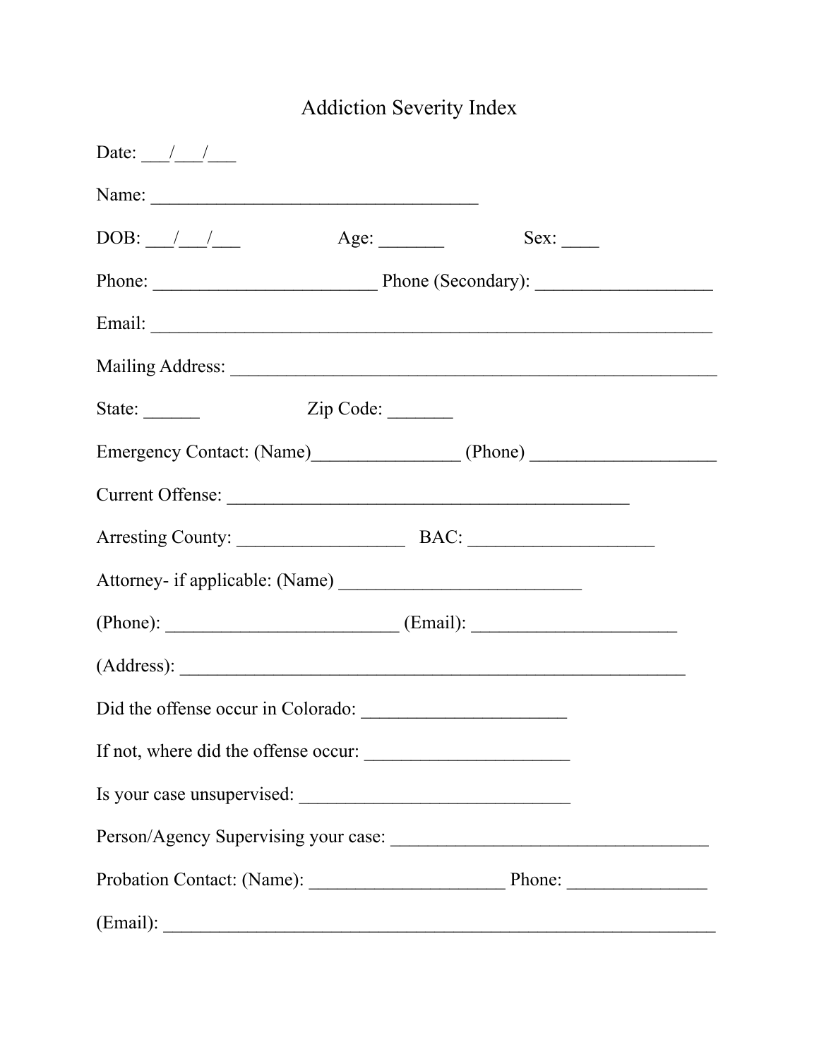# Addiction Severity Index

Date: ___/___/___

Name: ___________________________________

DOB: ___/___/___ Age: _______ Sex: ____

Phone: ________________________ Phone (Secondary): ___________________

Email: ____________________________________________________________

Mailing Address: ____________________________________________________

State: ______ Zip Code: _______

Emergency Contact: (Name)________________ (Phone) ____________________

Current Offense: ___________________________________________

Arresting County: __________________ BAC: ____________________

Attorney- if applicable: (Name) __________________________

(Phone): _________________________ (Email): ______________________

(Address): ______________________________________________________

Did the offense occur in Colorado: ______________________

If not, where did the offense occur: ______________________

Is your case unsupervised: _____________________________

Person/Agency Supervising your case: __________________________________

Probation Contact: (Name): _____________________ Phone: _______________

(Email): ____________________________________________________________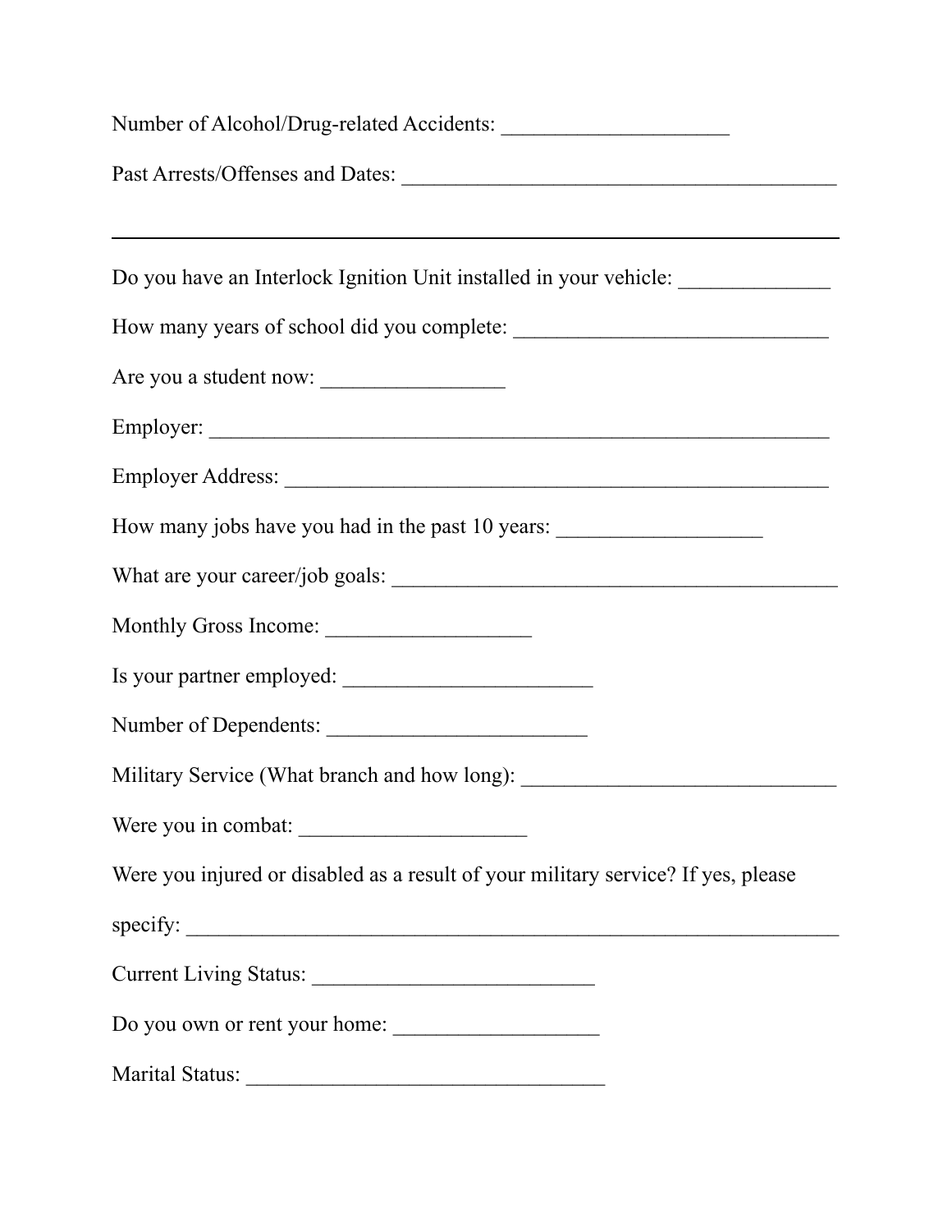Number of Alcohol/Drug-related Accidents: ____________________

Past Arrests/Offenses and Dates: ________________________________________

________________________________________________________________

Do you have an Interlock Ignition Unit installed in your vehicle: _____________

How many years of school did you complete: ____________________________

Are you a student now: ________________

Employer: ____________________________________________________

Employer Address: _______________________________________________

How many jobs have you had in the past 10 years: __________________

What are your career/job goals: _________________________________________

Monthly Gross Income: __________________

Is your partner employed: ______________________

Number of Dependents: _______________________

Military Service (What branch and how long): ____________________________

Were you in combat: ____________________

Were you injured or disabled as a result of your military service? If yes, please specify: ______________________________________________________________

Current Living Status: _________________________

Do you own or rent your home: __________________

Marital Status: ________________________________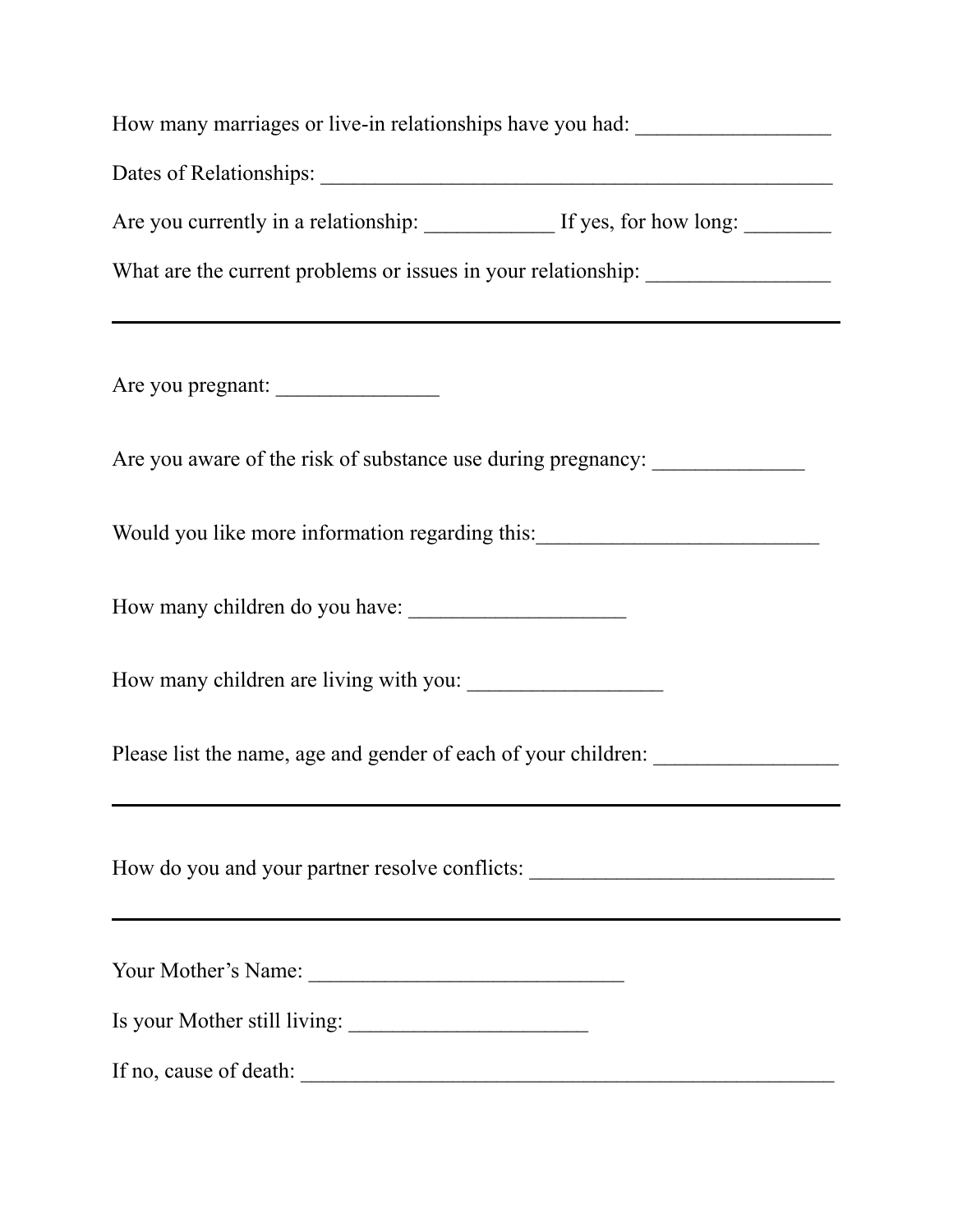How many marriages or live-in relationships have you had: __________________

Dates of Relationships: __________________________________________________

Are you currently in a relationship: ____________ If yes, for how long: ________

What are the current problems or issues in your relationship: _________________

---

Are you pregnant: _______________

Are you aware of the risk of substance use during pregnancy: ______________

Would you like more information regarding this:__________________________

How many children do you have: ____________________

How many children are living with you: __________________

Please list the name, age and gender of each of your children: _________________

---

How do you and your partner resolve conflicts: ____________________________

---

Your Mother's Name: ______________________________

Is your Mother still living: ______________________

If no, cause of death: __________________________________________________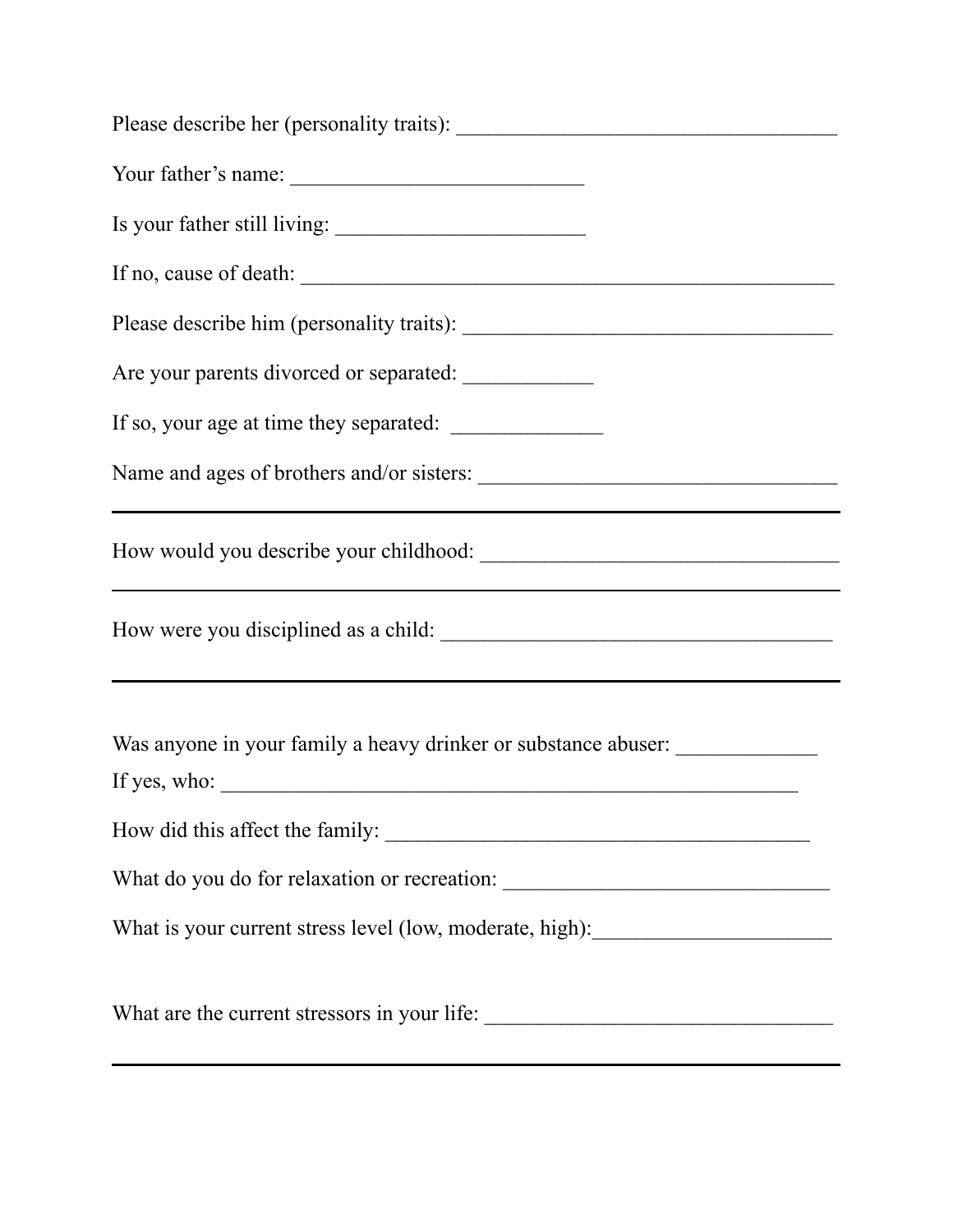Please describe her (personality traits): ___________________________________

Your father's name: ___________________________

Is your father still living: _______________________

If no, cause of death: _________________________________________________

Please describe him (personality traits): __________________________________

Are your parents divorced or separated: ___________

If so, your age at time they separated: ______________

Name and ages of brothers and/or sisters: _________________________________

_______________________________________________________________________

How would you describe your childhood: _________________________________

_______________________________________________________________________

How were you disciplined as a child: ____________________________________

_______________________________________________________________________

Was anyone in your family a heavy drinker or substance abuser: _____________

If yes, who: ______________________________________________________

How did this affect the family: _______________________________________

What do you do for relaxation or recreation: _____________________________

What is your current stress level (low, moderate, high):______________________

What are the current stressors in your life: ________________________________

_______________________________________________________________________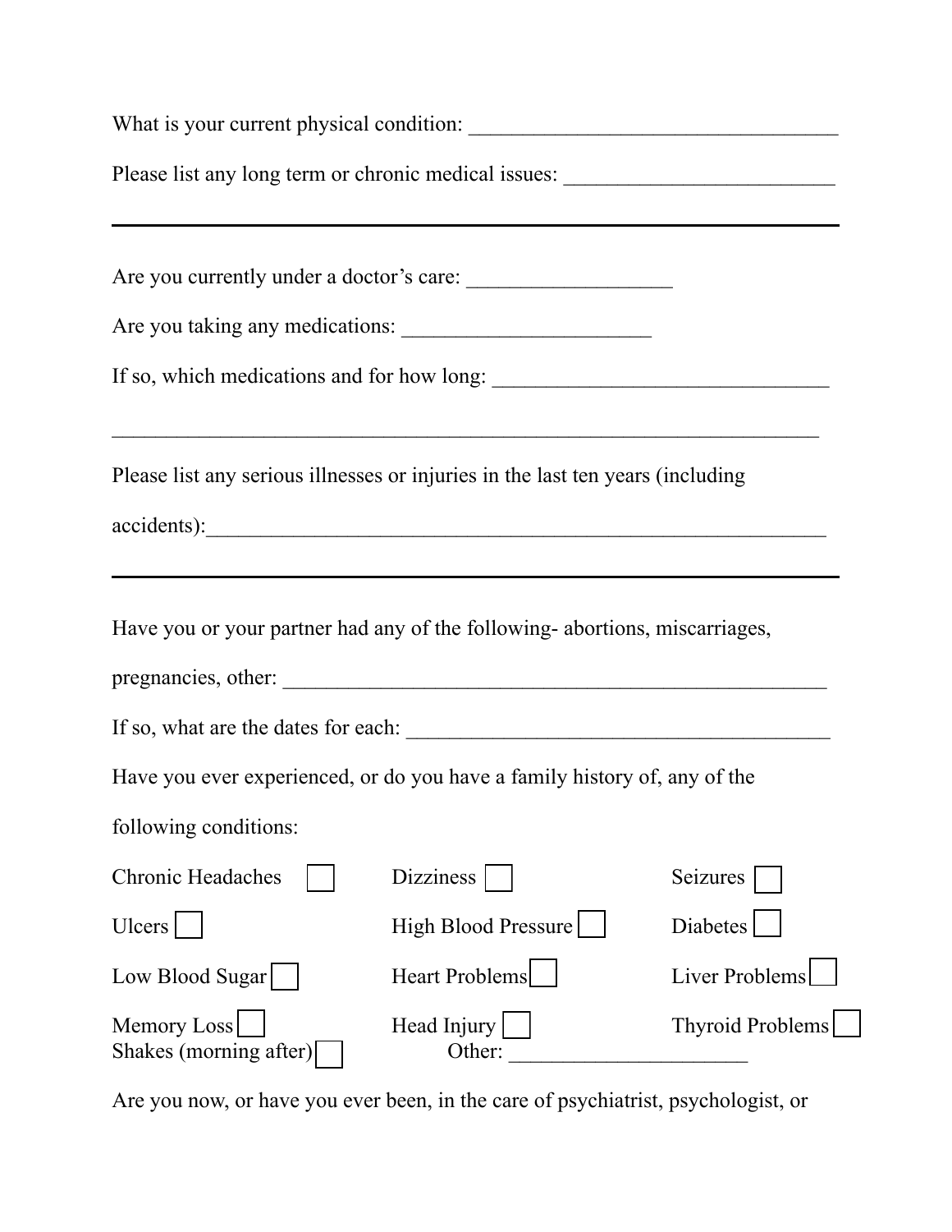What is your current physical condition: ___________________________________

Please list any long term or chronic medical issues: _________________________

---

Are you currently under a doctor's care: ___________________

Are you taking any medications: _______________________

If so, which medications and for how long: _______________________________

__________________________________________________________________

Please list any serious illnesses or injuries in the last ten years (including accidents):____________________________________________________________

---

Have you or your partner had any of the following- abortions, miscarriages, pregnancies, other: ___________________________________________________

If so, what are the dates for each: ________________________________________

Have you ever experienced, or do you have a family history of, any of the following conditions:

| | | |
|---|---|---|
| Chronic Headaches ☐ | Dizziness ☐ | Seizures ☐ |
| Ulcers ☐ | High Blood Pressure ☐ | Diabetes ☐ |
| Low Blood Sugar ☐ | Heart Problems ☐ | Liver Problems ☐ |
| Memory Loss ☐ | Head Injury ☐ | Thyroid Problems ☐ |
| Shakes (morning after) ☐ | Other: _____________________ | |

Are you now, or have you ever been, in the care of psychiatrist, psychologist, or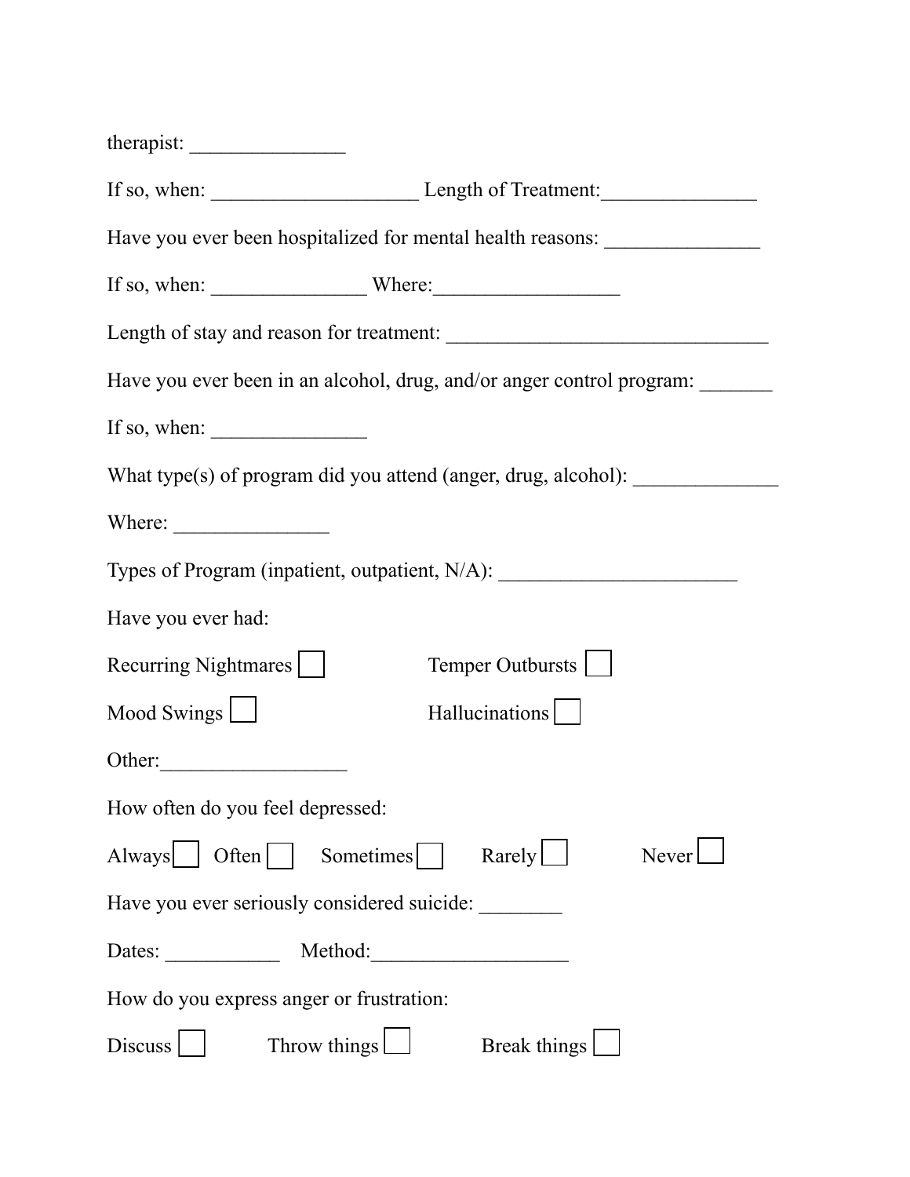therapist: _______________

If so, when: ____________________ Length of Treatment:_______________

Have you ever been hospitalized for mental health reasons: _______________

If so, when: _______________ Where:__________________

Length of stay and reason for treatment: _______________________________

Have you ever been in an alcohol, drug, and/or anger control program: _______

If so, when: _______________

What type(s) of program did you attend (anger, drug, alcohol): ______________

Where: _______________

Types of Program (inpatient, outpatient, N/A): _______________________

Have you ever had:

Recurring Nightmares ☐ Temper Outbursts ☐

Mood Swings ☐ Hallucinations ☐

Other:__________________

How often do you feel depressed:

Always ☐ Often ☐ Sometimes ☐ Rarely ☐ Never ☐

Have you ever seriously considered suicide: ________

Dates: ___________ Method:___________________

How do you express anger or frustration:

Discuss ☐ Throw things ☐ Break things ☐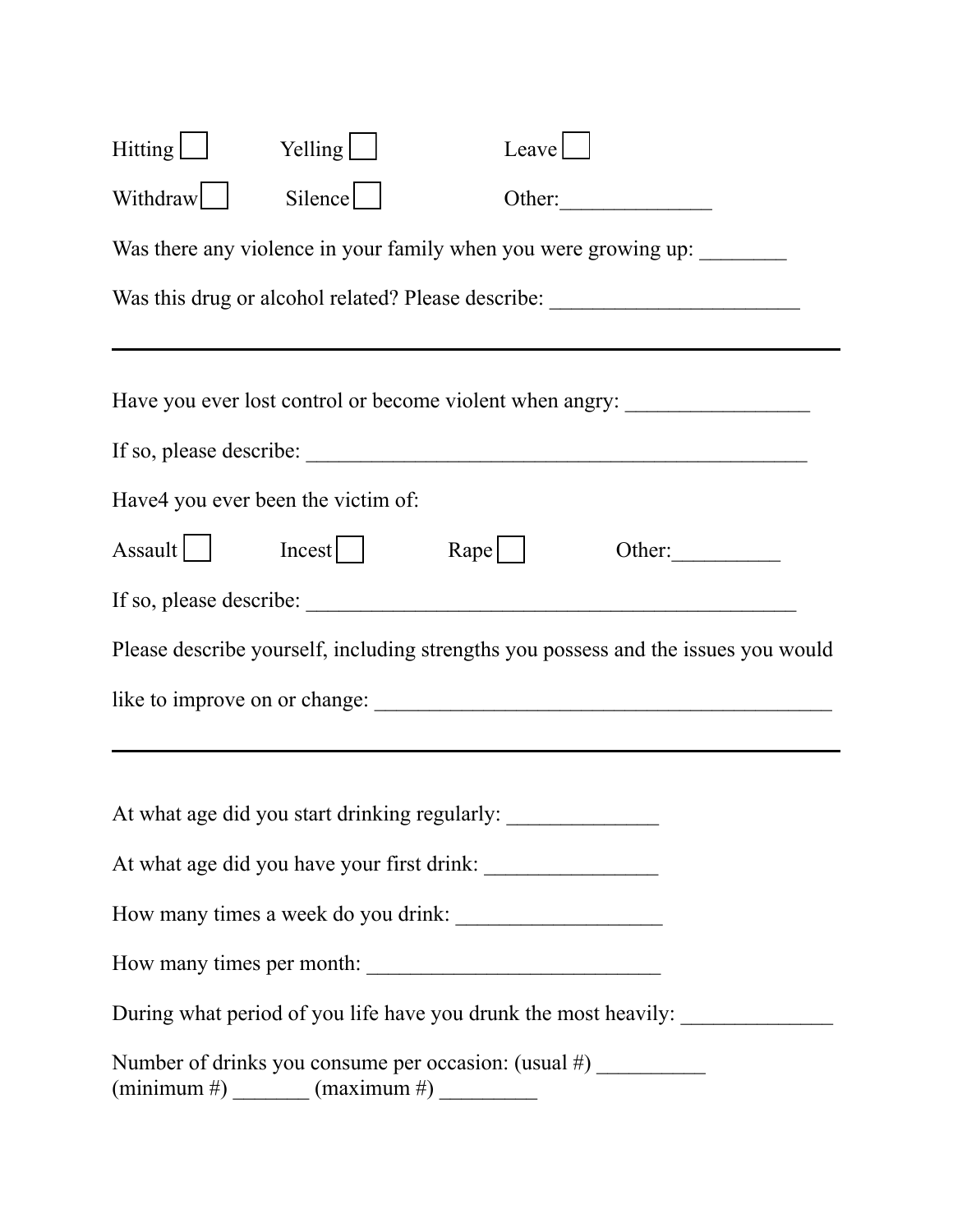Hitting ☐ Yelling ☐ Leave ☐

Withdraw ☐ Silence ☐ Other:______________

Was there any violence in your family when you were growing up: ________

Was this drug or alcohol related? Please describe: _______________________

---

Have you ever lost control or become violent when angry: _________________

If so, please describe: ______________________________________________

Have4 you ever been the victim of:

Assault ☐ Incest ☐ Rape ☐ Other:__________

If so, please describe: ______________________________________________

Please describe yourself, including strengths you possess and the issues you would like to improve on or change: __________________________________________

---

At what age did you start drinking regularly: ______________

At what age did you have your first drink: ________________

How many times a week do you drink: ___________________

How many times per month: ___________________________

During what period of you life have you drunk the most heavily: ______________

Number of drinks you consume per occasion: (usual #) __________
(minimum #) _______ (maximum #) _________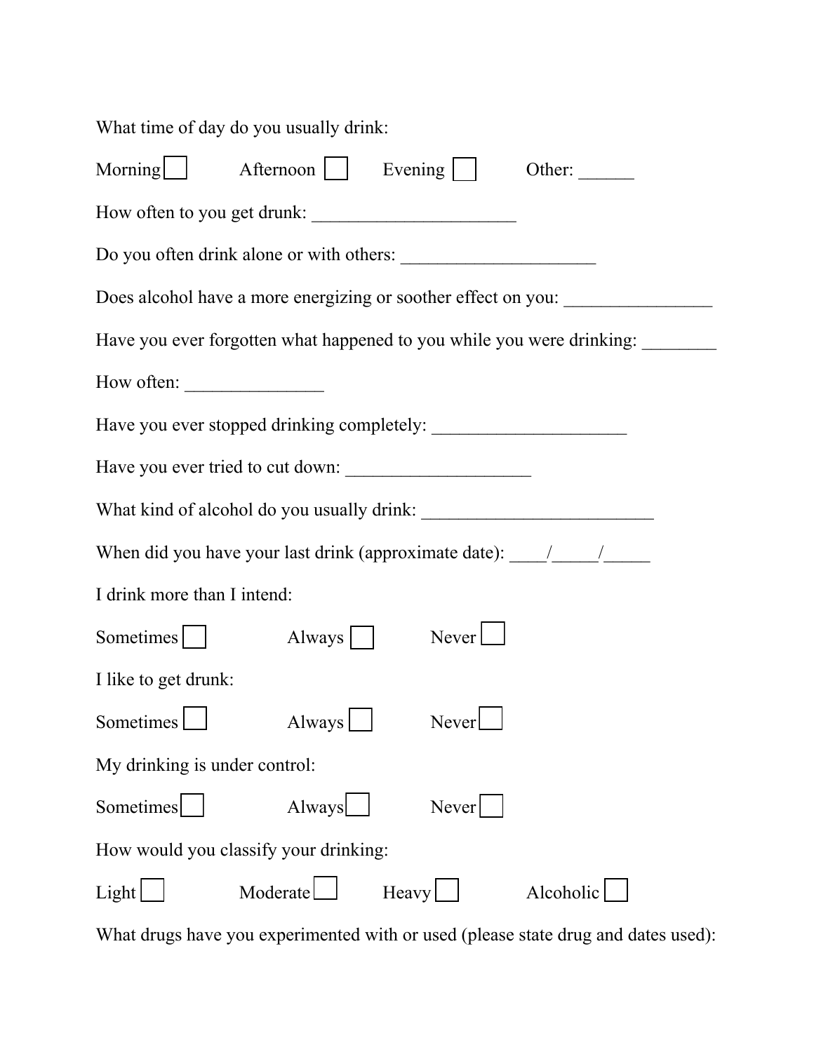What time of day do you usually drink:

Morning ☐ Afternoon ☐ Evening ☐ Other: ______

How often to you get drunk: ______________________

Do you often drink alone or with others: _____________________

Does alcohol have a more energizing or soother effect on you: ________________

Have you ever forgotten what happened to you while you were drinking: ________

How often: _______________

Have you ever stopped drinking completely: _____________________

Have you ever tried to cut down: ____________________

What kind of alcohol do you usually drink: _________________________

When did you have your last drink (approximate date): ____/_____/_____

I drink more than I intend:

Sometimes ☐ Always ☐ Never ☐

I like to get drunk:

Sometimes ☐ Always ☐ Never ☐

My drinking is under control:

Sometimes ☐ Always ☐ Never ☐

How would you classify your drinking:

Light ☐ Moderate ☐ Heavy ☐ Alcoholic ☐

What drugs have you experimented with or used (please state drug and dates used):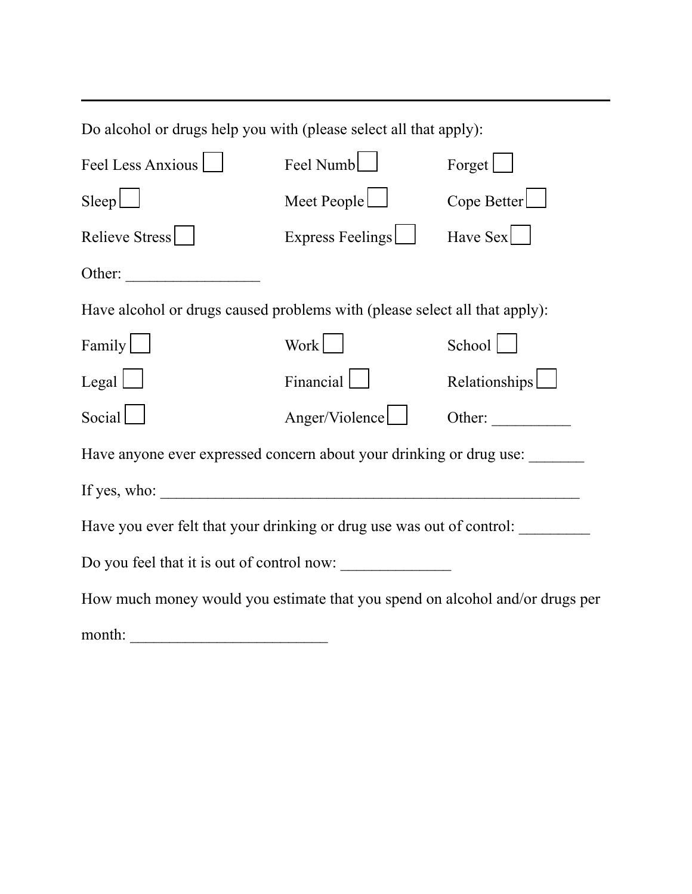---

Do alcohol or drugs help you with (please select all that apply):

| | | |
|---|---|---|
| Feel Less Anxious ☐ | Feel Numb ☐ | Forget ☐ |
| Sleep ☐ | Meet People ☐ | Cope Better ☐ |
| Relieve Stress ☐ | Express Feelings ☐ | Have Sex ☐ |

Other: _________________

Have alcohol or drugs caused problems with (please select all that apply):

| | | |
|---|---|---|
| Family ☐ | Work ☐ | School ☐ |
| Legal ☐ | Financial ☐ | Relationships ☐ |
| Social ☐ | Anger/Violence ☐ | Other: __________ |

Have anyone ever expressed concern about your drinking or drug use: _______

If yes, who: ________________________________________________________

Have you ever felt that your drinking or drug use was out of control: _________

Do you feel that it is out of control now: ______________

How much money would you estimate that you spend on alcohol and/or drugs per month: _________________________